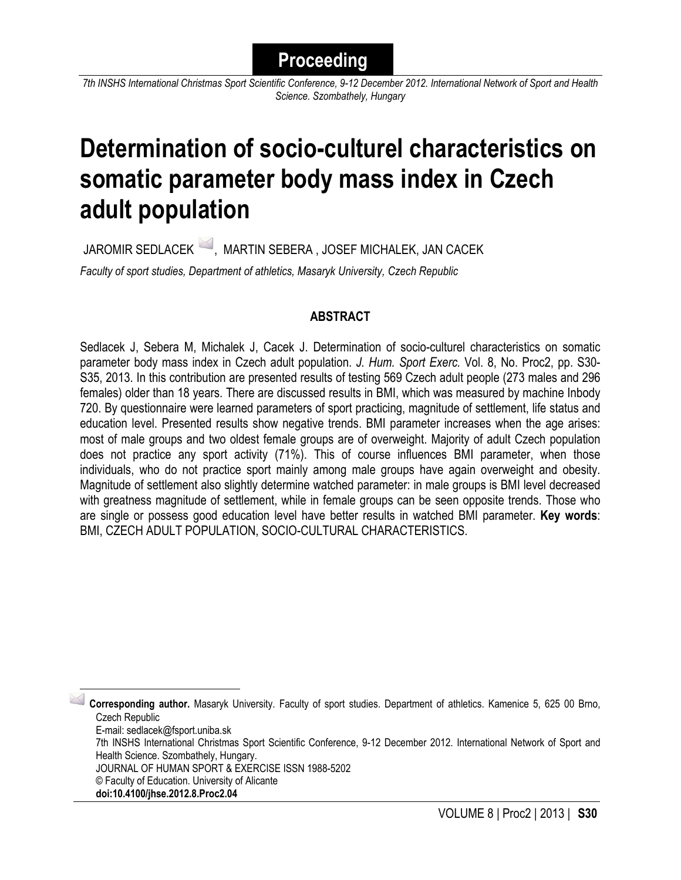**Proceeding**

*7th INSHS International Christmas Sport Scientific Conference, 9-12 December 2012. International Network of Sport and Health Science. Szombathely, Hungary*

# Determination of socio-culturel characteristics on somatic parameter body mass index in Czech adult population

JAROMIR SEDLACEK ✉, MARTIN SEBERA , JOSEF MICHALEK, JAN CACEK

*Faculty of sport studies, Department of athletics, Masaryk University, Czech Republic*

## ABSTRACT

Sedlacek J, Sebera M, Michalek J, Cacek J. Determination of socio-culturel characteristics on somatic parameter body mass index in Czech adult population. *J. Hum. Sport Exerc.* Vol. 8, No. Proc2, pp. S30-S35, 2013. In this contribution are presented results of testing 569 Czech adult people (273 males and 296 females) older than 18 years. There are discussed results in BMI, which was measured by machine Inbody 720. By questionnaire were learned parameters of sport practicing, magnitude of settlement, life status and education level. Presented results show negative trends. BMI parameter increases when the age arises: most of male groups and two oldest female groups are of overweight. Majority of adult Czech population does not practice any sport activity (71%). This of course influences BMI parameter, when those individuals, who do not practice sport mainly among male groups have again overweight and obesity. Magnitude of settlement also slightly determine watched parameter: in male groups is BMI level decreased with greatness magnitude of settlement, while in female groups can be seen opposite trends. Those who are single or possess good education level have better results in watched BMI parameter. **Key words**: BMI, CZECH ADULT POPULATION, SOCIO-CULTURAL CHARACTERISTICS.

---

✉ **Corresponding author.** Masaryk University. Faculty of sport studies. Department of athletics. Kamenice 5, 625 00 Brno, Czech Republic
E-mail: sedlacek@fsport.uniba.sk
7th INSHS International Christmas Sport Scientific Conference, 9-12 December 2012. International Network of Sport and Health Science. Szombathely, Hungary.
JOURNAL OF HUMAN SPORT & EXERCISE ISSN 1988-5202
© Faculty of Education. University of Alicante
**doi:10.4100/jhse.2012.8.Proc2.04**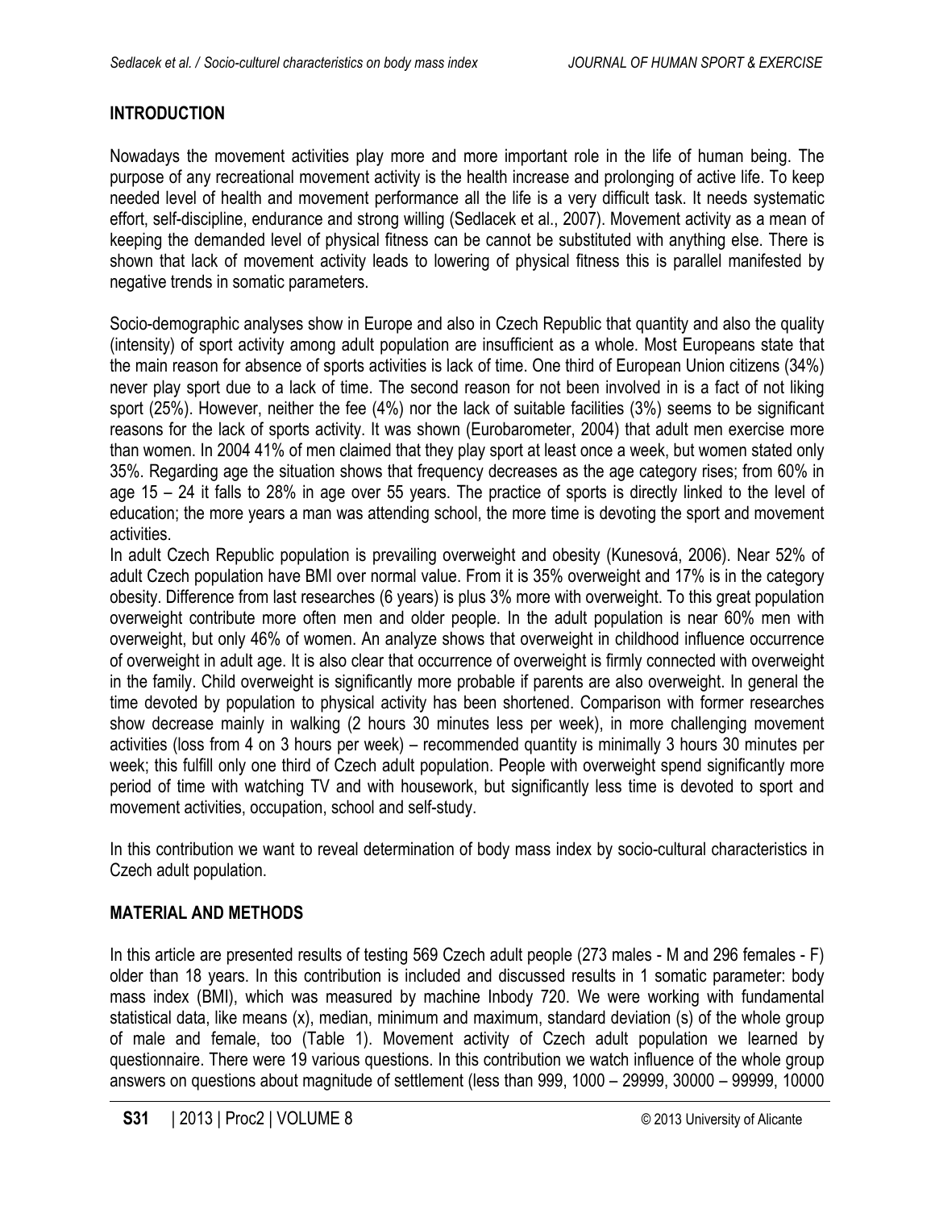## INTRODUCTION

Nowadays the movement activities play more and more important role in the life of human being. The purpose of any recreational movement activity is the health increase and prolonging of active life. To keep needed level of health and movement performance all the life is a very difficult task. It needs systematic effort, self-discipline, endurance and strong willing (Sedlacek et al., 2007). Movement activity as a mean of keeping the demanded level of physical fitness can be cannot be substituted with anything else. There is shown that lack of movement activity leads to lowering of physical fitness this is parallel manifested by negative trends in somatic parameters.

Socio-demographic analyses show in Europe and also in Czech Republic that quantity and also the quality (intensity) of sport activity among adult population are insufficient as a whole. Most Europeans state that the main reason for absence of sports activities is lack of time. One third of European Union citizens (34%) never play sport due to a lack of time. The second reason for not been involved in is a fact of not liking sport (25%). However, neither the fee (4%) nor the lack of suitable facilities (3%) seems to be significant reasons for the lack of sports activity. It was shown (Eurobarometer, 2004) that adult men exercise more than women. In 2004 41% of men claimed that they play sport at least once a week, but women stated only 35%. Regarding age the situation shows that frequency decreases as the age category rises; from 60% in age 15 – 24 it falls to 28% in age over 55 years. The practice of sports is directly linked to the level of education; the more years a man was attending school, the more time is devoting the sport and movement activities.

In adult Czech Republic population is prevailing overweight and obesity (Kunesová, 2006). Near 52% of adult Czech population have BMI over normal value. From it is 35% overweight and 17% is in the category obesity. Difference from last researches (6 years) is plus 3% more with overweight. To this great population overweight contribute more often men and older people. In the adult population is near 60% men with overweight, but only 46% of women. An analyze shows that overweight in childhood influence occurrence of overweight in adult age. It is also clear that occurrence of overweight is firmly connected with overweight in the family. Child overweight is significantly more probable if parents are also overweight. In general the time devoted by population to physical activity has been shortened. Comparison with former researches show decrease mainly in walking (2 hours 30 minutes less per week), in more challenging movement activities (loss from 4 on 3 hours per week) – recommended quantity is minimally 3 hours 30 minutes per week; this fulfill only one third of Czech adult population. People with overweight spend significantly more period of time with watching TV and with housework, but significantly less time is devoted to sport and movement activities, occupation, school and self-study.

In this contribution we want to reveal determination of body mass index by socio-cultural characteristics in Czech adult population.

## MATERIAL AND METHODS

In this article are presented results of testing 569 Czech adult people (273 males - M and 296 females - F) older than 18 years. In this contribution is included and discussed results in 1 somatic parameter: body mass index (BMI), which was measured by machine Inbody 720. We were working with fundamental statistical data, like means (x), median, minimum and maximum, standard deviation (s) of the whole group of male and female, too (Table 1). Movement activity of Czech adult population we learned by questionnaire. There were 19 various questions. In this contribution we watch influence of the whole group answers on questions about magnitude of settlement (less than 999, 1000 – 29999, 30000 – 99999, 10000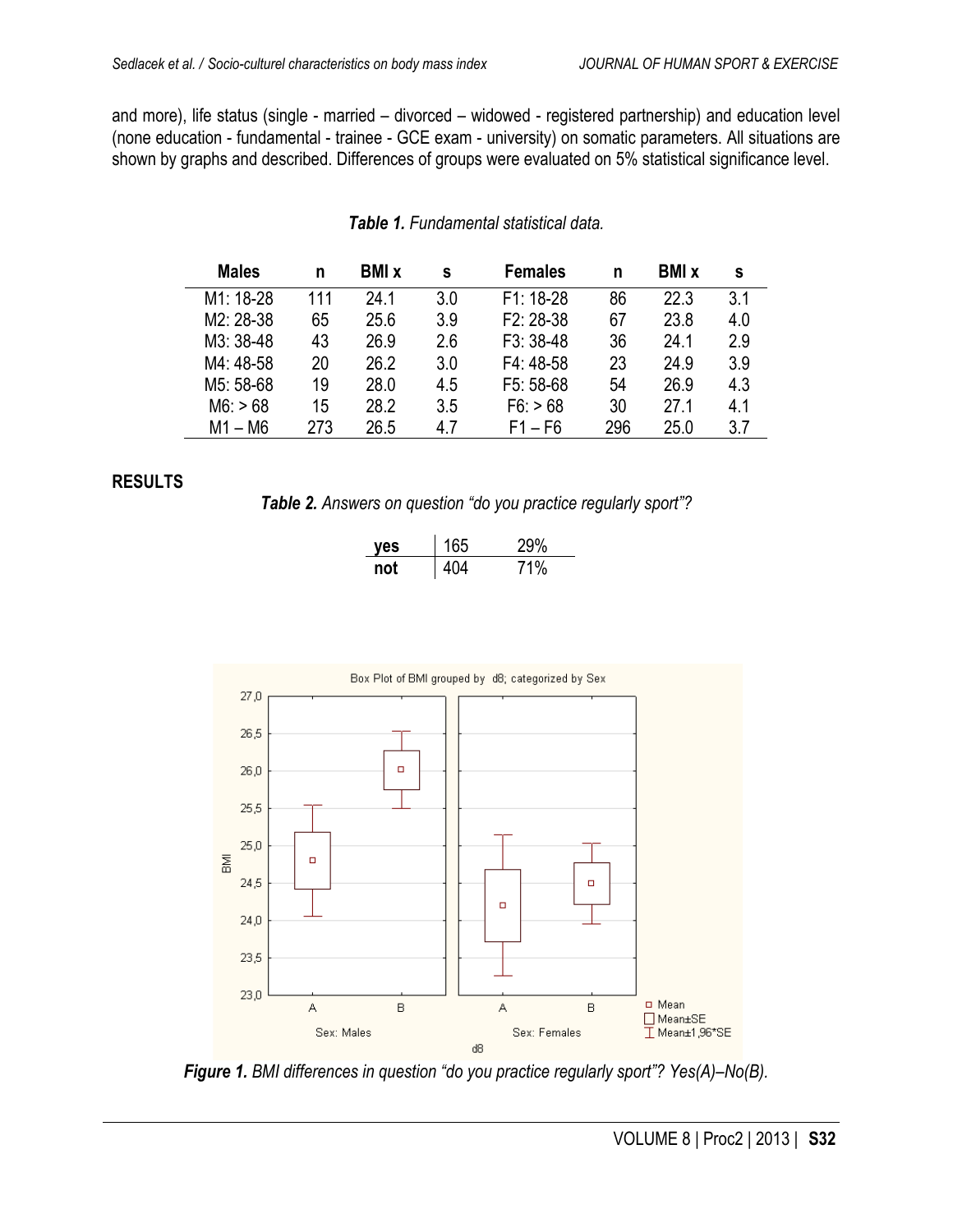and more), life status (single - married – divorced – widowed - registered partnership) and education level (none education - fundamental - trainee - GCE exam - university) on somatic parameters. All situations are shown by graphs and described. Differences of groups were evaluated on 5% statistical significance level.

***Table 1.*** *Fundamental statistical data.*

| Males | n | BMI x | s | Females | n | BMI x | s |
|---|---|---|---|---|---|---|---|
| M1: 18-28 | 111 | 24.1 | 3.0 | F1: 18-28 | 86 | 22.3 | 3.1 |
| M2: 28-38 | 65 | 25.6 | 3.9 | F2: 28-38 | 67 | 23.8 | 4.0 |
| M3: 38-48 | 43 | 26.9 | 2.6 | F3: 38-48 | 36 | 24.1 | 2.9 |
| M4: 48-58 | 20 | 26.2 | 3.0 | F4: 48-58 | 23 | 24.9 | 3.9 |
| M5: 58-68 | 19 | 28.0 | 4.5 | F5: 58-68 | 54 | 26.9 | 4.3 |
| M6: > 68 | 15 | 28.2 | 3.5 | F6: > 68 | 30 | 27.1 | 4.1 |
| M1 – M6 | 273 | 26.5 | 4.7 | F1 – F6 | 296 | 25.0 | 3.7 |

## RESULTS

***Table 2.*** *Answers on question "do you practice regularly sport"?*

| yes | 165 | 29% |
|---|---|---|
| not | 404 | 71% |

***Figure 1.*** *BMI differences in question "do you practice regularly sport"? Yes(A)–No(B).*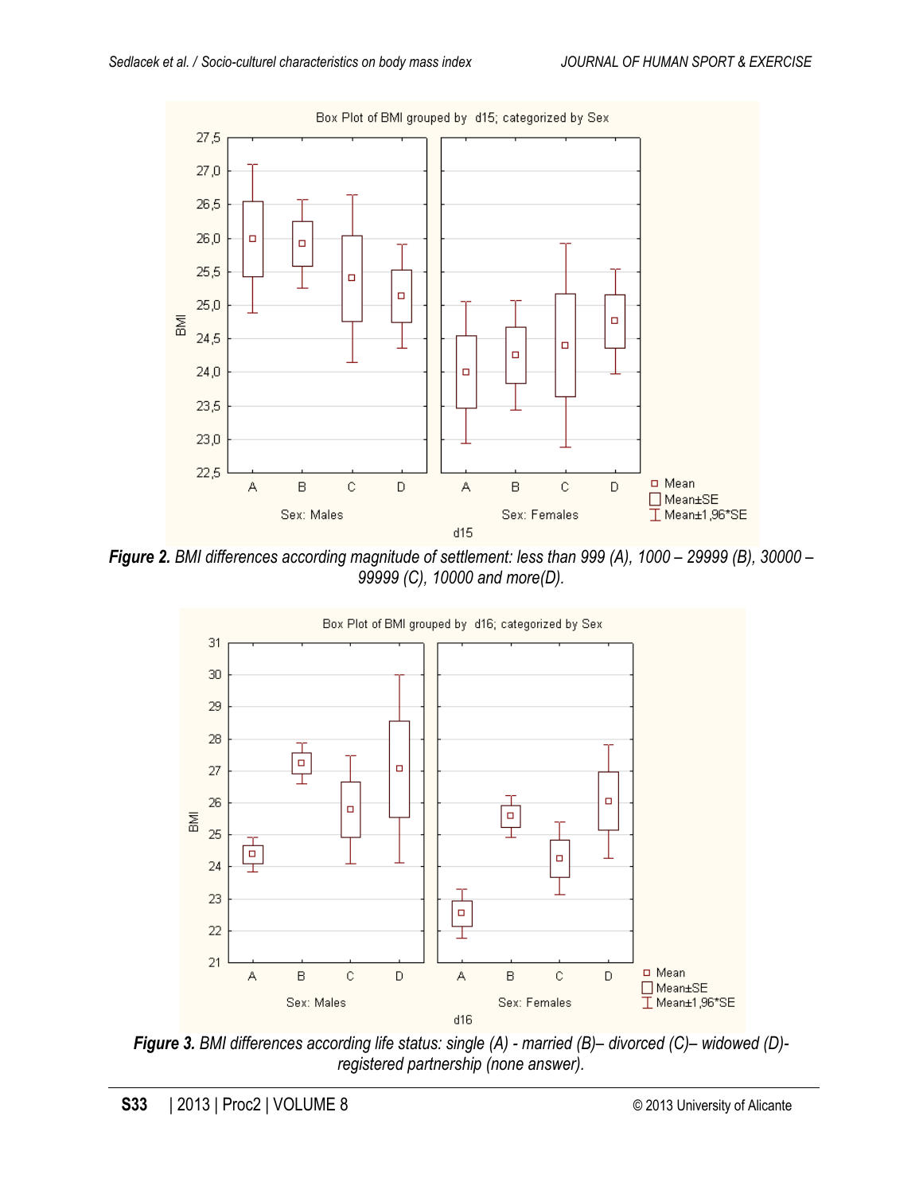**Figure 2.** *BMI differences according magnitude of settlement: less than 999 (A), 1000 – 29999 (B), 30000 – 99999 (C), 10000 and more(D).*

**Figure 3.** *BMI differences according life status: single (A) - married (B)– divorced (C)– widowed (D)- registered partnership (none answer).*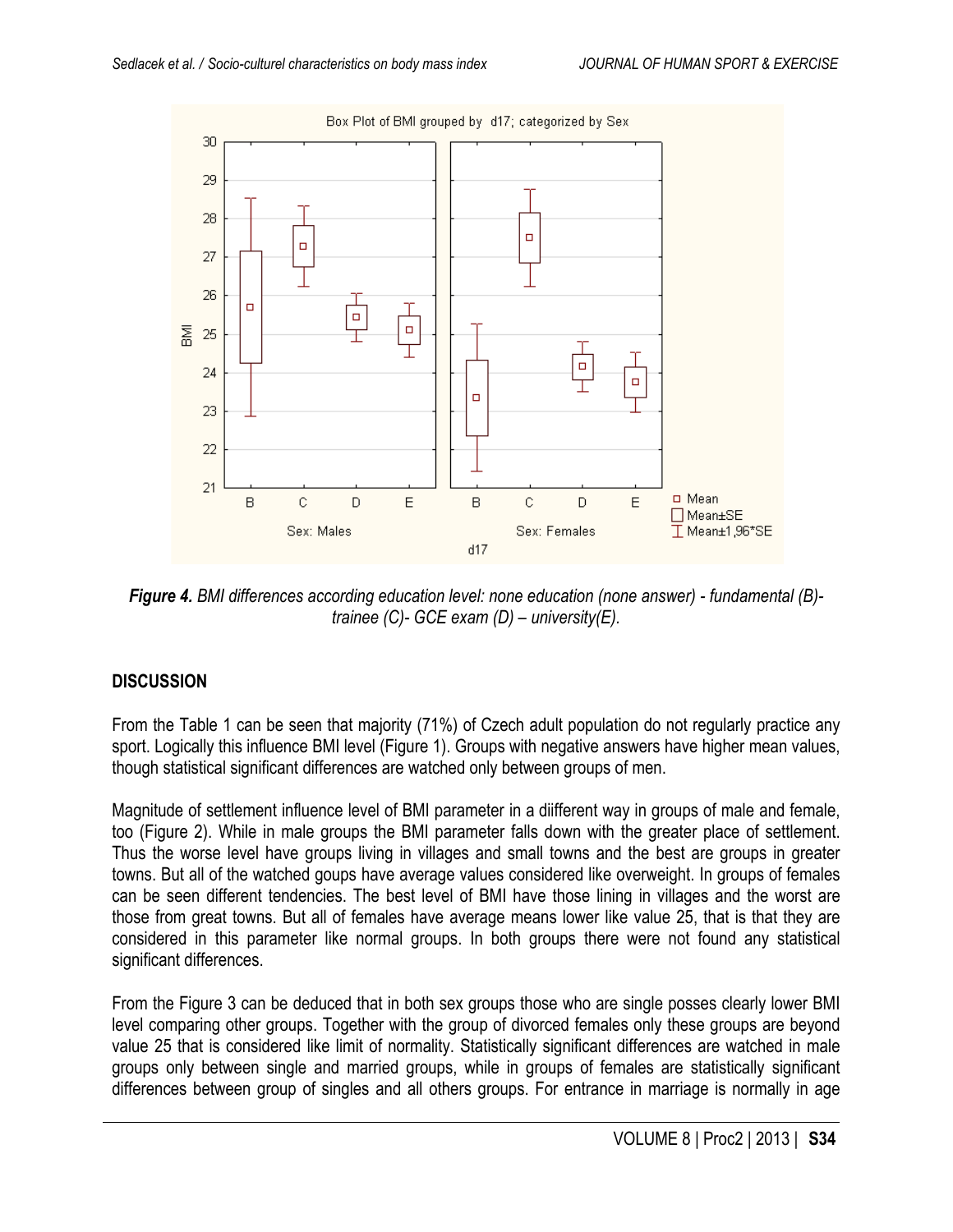**Figure 4.** *BMI differences according education level: none education (none answer) - fundamental (B)- trainee (C)- GCE exam (D) – university(E).*

## DISCUSSION

From the Table 1 can be seen that majority (71%) of Czech adult population do not regularly practice any sport. Logically this influence BMI level (Figure 1). Groups with negative answers have higher mean values, though statistical significant differences are watched only between groups of men.

Magnitude of settlement influence level of BMI parameter in a diifferent way in groups of male and female, too (Figure 2). While in male groups the BMI parameter falls down with the greater place of settlement. Thus the worse level have groups living in villages and small towns and the best are groups in greater towns. But all of the watched goups have average values considered like overweight. In groups of females can be seen different tendencies. The best level of BMI have those lining in villages and the worst are those from great towns. But all of females have average means lower like value 25, that is that they are considered in this parameter like normal groups. In both groups there were not found any statistical significant differences.

From the Figure 3 can be deduced that in both sex groups those who are single posses clearly lower BMI level comparing other groups. Together with the group of divorced females only these groups are beyond value 25 that is considered like limit of normality. Statistically significant differences are watched in male groups only between single and married groups, while in groups of females are statistically significant differences between group of singles and all others groups. For entrance in marriage is normally in age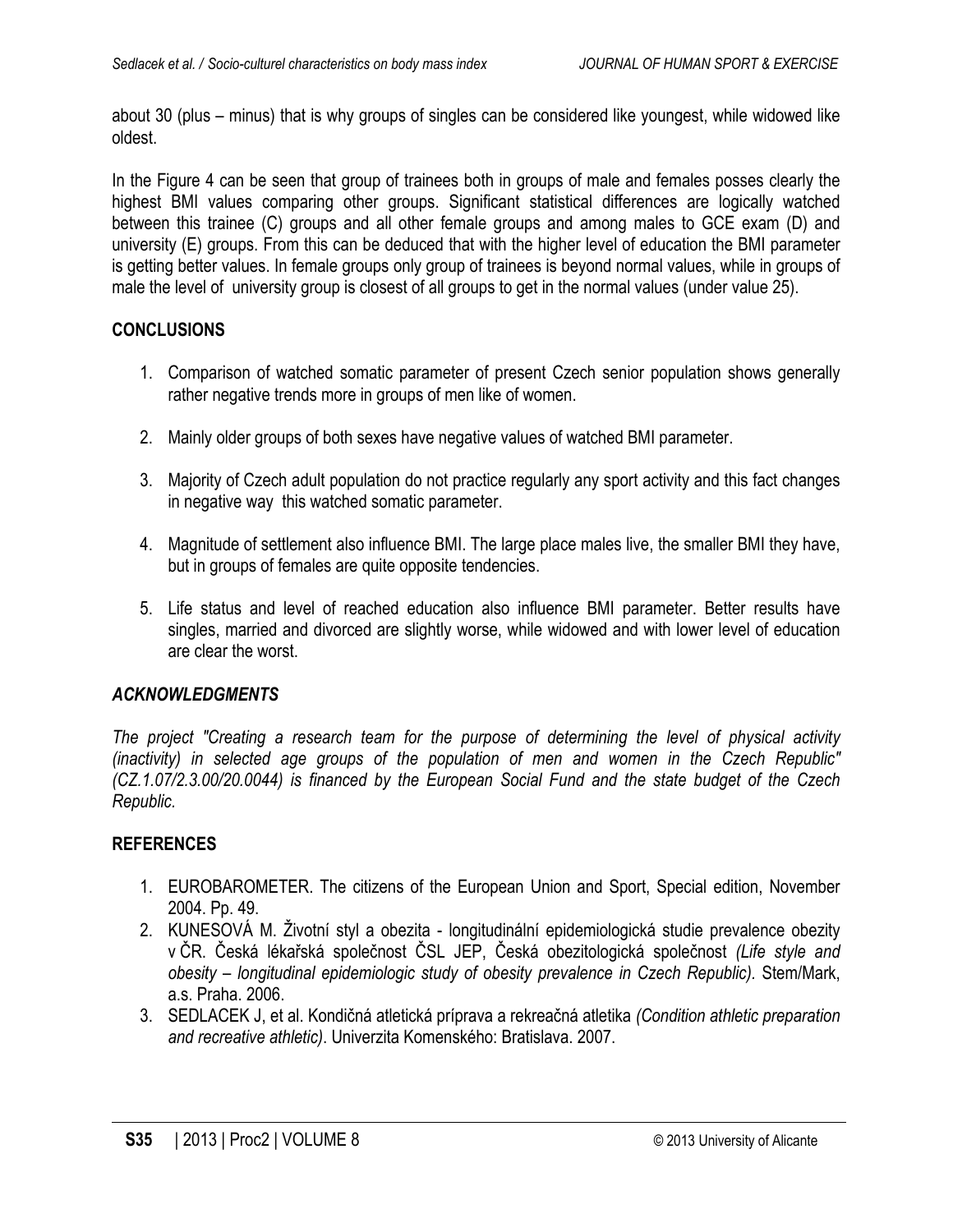about 30 (plus – minus) that is why groups of singles can be considered like youngest, while widowed like oldest.

In the Figure 4 can be seen that group of trainees both in groups of male and females posses clearly the highest BMI values comparing other groups. Significant statistical differences are logically watched between this trainee (C) groups and all other female groups and among males to GCE exam (D) and university (E) groups. From this can be deduced that with the higher level of education the BMI parameter is getting better values. In female groups only group of trainees is beyond normal values, while in groups of male the level of university group is closest of all groups to get in the normal values (under value 25).

## CONCLUSIONS

1. Comparison of watched somatic parameter of present Czech senior population shows generally rather negative trends more in groups of men like of women.
2. Mainly older groups of both sexes have negative values of watched BMI parameter.
3. Majority of Czech adult population do not practice regularly any sport activity and this fact changes in negative way this watched somatic parameter.
4. Magnitude of settlement also influence BMI. The large place males live, the smaller BMI they have, but in groups of females are quite opposite tendencies.
5. Life status and level of reached education also influence BMI parameter. Better results have singles, married and divorced are slightly worse, while widowed and with lower level of education are clear the worst.

## *ACKNOWLEDGMENTS*

*The project "Creating a research team for the purpose of determining the level of physical activity (inactivity) in selected age groups of the population of men and women in the Czech Republic" (CZ.1.07/2.3.00/20.0044) is financed by the European Social Fund and the state budget of the Czech Republic.*

## REFERENCES

1. EUROBAROMETER. The citizens of the European Union and Sport, Special edition, November 2004. Pp. 49.
2. KUNESOVÁ M. Životní styl a obezita - longitudinální epidemiologická studie prevalence obezity v ČR. Česká lékařská společnost ČSL JEP, Česká obezitologická společnost *(Life style and obesity – longitudinal epidemiologic study of obesity prevalence in Czech Republic)*. Stem/Mark, a.s. Praha. 2006.
3. SEDLACEK J, et al. Kondičná atletická príprava a rekreačná atletika *(Condition athletic preparation and recreative athletic)*. Univerzita Komenského: Bratislava. 2007.